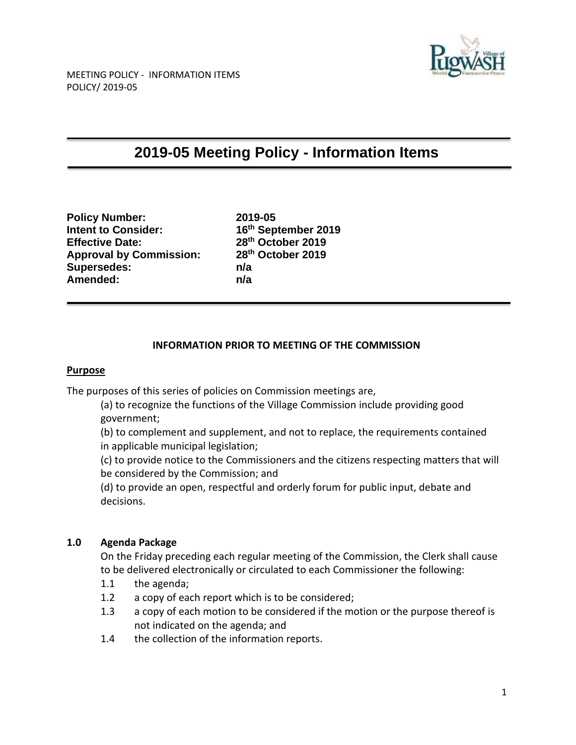# 2019-05 Meeting Policy - Information Items

**Policy Number:** 2019-05
**Intent to Consider:** 16th September 2019
**Effective Date:** 28th October 2019
**Approval by Commission:** 28th October 2019
**Supersedes:** n/a
**Amended:** n/a

---

**INFORMATION PRIOR TO MEETING OF THE COMMISSION**

**Purpose**

The purposes of this series of policies on Commission meetings are,

(a) to recognize the functions of the Village Commission include providing good government;

(b) to complement and supplement, and not to replace, the requirements contained in applicable municipal legislation;

(c) to provide notice to the Commissioners and the citizens respecting matters that will be considered by the Commission; and

(d) to provide an open, respectful and orderly forum for public input, debate and decisions.

## 1.0 Agenda Package

On the Friday preceding each regular meeting of the Commission, the Clerk shall cause to be delivered electronically or circulated to each Commissioner the following:

1.1 the agenda;

1.2 a copy of each report which is to be considered;

1.3 a copy of each motion to be considered if the motion or the purpose thereof is not indicated on the agenda; and

1.4 the collection of the information reports.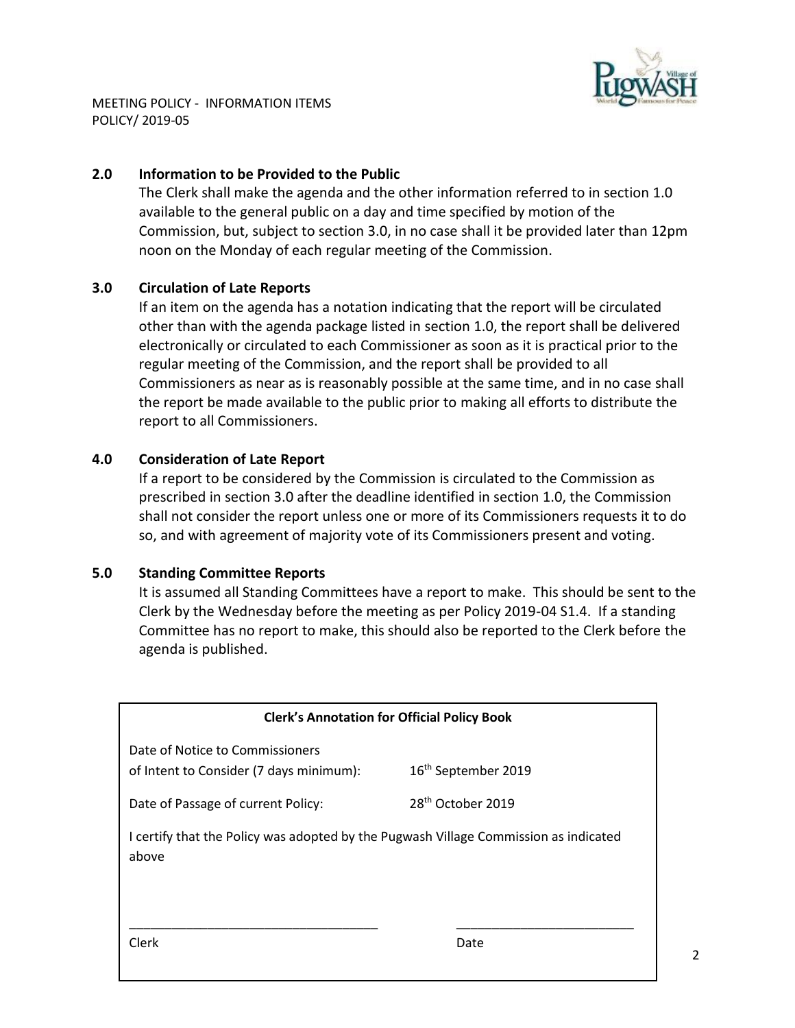MEETING POLICY - INFORMATION ITEMS
POLICY/ 2019-05

## 2.0 Information to be Provided to the Public

The Clerk shall make the agenda and the other information referred to in section 1.0 available to the general public on a day and time specified by motion of the Commission, but, subject to section 3.0, in no case shall it be provided later than 12pm noon on the Monday of each regular meeting of the Commission.

## 3.0 Circulation of Late Reports

If an item on the agenda has a notation indicating that the report will be circulated other than with the agenda package listed in section 1.0, the report shall be delivered electronically or circulated to each Commissioner as soon as it is practical prior to the regular meeting of the Commission, and the report shall be provided to all Commissioners as near as is reasonably possible at the same time, and in no case shall the report be made available to the public prior to making all efforts to distribute the report to all Commissioners.

## 4.0 Consideration of Late Report

If a report to be considered by the Commission is circulated to the Commission as prescribed in section 3.0 after the deadline identified in section 1.0, the Commission shall not consider the report unless one or more of its Commissioners requests it to do so, and with agreement of majority vote of its Commissioners present and voting.

## 5.0 Standing Committee Reports

It is assumed all Standing Committees have a report to make. This should be sent to the Clerk by the Wednesday before the meeting as per Policy 2019-04 S1.4. If a standing Committee has no report to make, this should also be reported to the Clerk before the agenda is published.

**Clerk's Annotation for Official Policy Book**

Date of Notice to Commissioners
of Intent to Consider (7 days minimum): 16th September 2019

Date of Passage of current Policy: 28th October 2019

I certify that the Policy was adopted by the Pugwash Village Commission as indicated above

\_\_\_\_\_\_\_\_\_\_\_\_\_\_\_\_\_\_\_\_\_\_\_\_\_\_\_\_\_\_\_\_\_\_\_\_ \_\_\_\_\_\_\_\_\_\_\_\_\_\_\_\_\_\_\_\_\_\_\_\_\_\_

Clerk Date